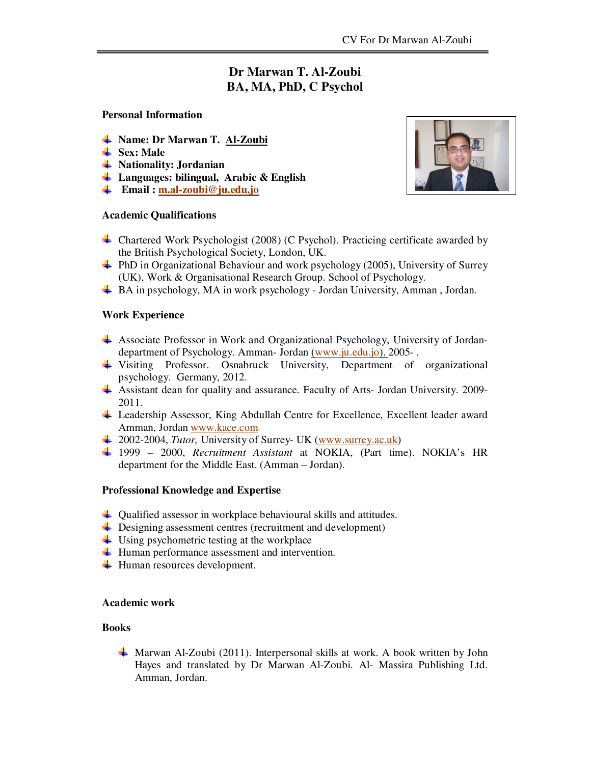# Dr Marwan T. Al-Zoubi
# BA, MA, PhD, C Psychol

**Personal Information**

- **Name: Dr Marwan T. Al-Zoubi**
- **Sex: Male**
- **Nationality: Jordanian**
- **Languages: bilingual, Arabic & English**
- **Email : m.al-zoubi@ju.edu.jo**

**Academic Qualifications**

- Chartered Work Psychologist (2008) (C Psychol). Practicing certificate awarded by the British Psychological Society, London, UK.
- PhD in Organizational Behaviour and work psychology (2005), University of Surrey (UK), Work & Organisational Research Group. School of Psychology.
- BA in psychology, MA in work psychology - Jordan University, Amman , Jordan.

**Work Experience**

- Associate Professor in Work and Organizational Psychology, University of Jordan-department of Psychology. Amman- Jordan (www.ju.edu.jo). 2005- .
- Visiting Professor. Osnabruck University, Department of organizational psychology. Germany, 2012.
- Assistant dean for quality and assurance. Faculty of Arts- Jordan University. 2009-2011.
- Leadership Assessor, King Abdullah Centre for Excellence, Excellent leader award Amman, Jordan www.kace.com
- 2002-2004, *Tutor,* University of Surrey- UK (www.surrey.ac.uk)
- 1999 – 2000, *Recruitment Assistant* at NOKIA, (Part time). NOKIA's HR department for the Middle East. (Amman – Jordan).

**Professional Knowledge and Expertise**

- Qualified assessor in workplace behavioural skills and attitudes.
- Designing assessment centres (recruitment and development)
- Using psychometric testing at the workplace
- Human performance assessment and intervention.
- Human resources development.

**Academic work**

**Books**

- Marwan Al-Zoubi (2011). Interpersonal skills at work. A book written by John Hayes and translated by Dr Marwan Al-Zoubi. Al- Massira Publishing Ltd. Amman, Jordan.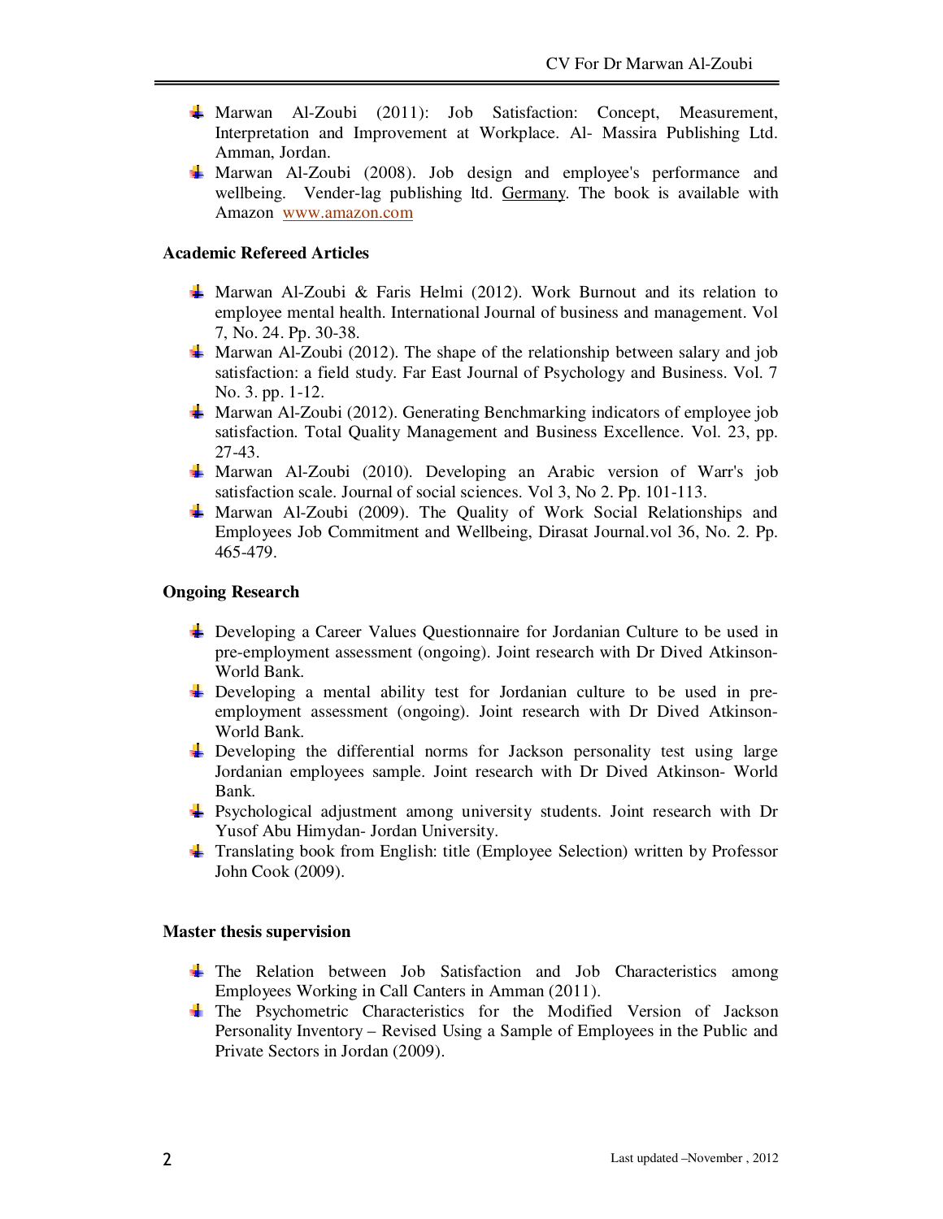- Marwan Al-Zoubi (2011): Job Satisfaction: Concept, Measurement, Interpretation and Improvement at Workplace. Al- Massira Publishing Ltd. Amman, Jordan.
- Marwan Al-Zoubi (2008). Job design and employee's performance and wellbeing. Vender-lag publishing ltd. Germany. The book is available with Amazon www.amazon.com

**Academic Refereed Articles**

- Marwan Al-Zoubi & Faris Helmi (2012). Work Burnout and its relation to employee mental health. International Journal of business and management. Vol 7, No. 24. Pp. 30-38.
- Marwan Al-Zoubi (2012). The shape of the relationship between salary and job satisfaction: a field study. Far East Journal of Psychology and Business. Vol. 7 No. 3. pp. 1-12.
- Marwan Al-Zoubi (2012). Generating Benchmarking indicators of employee job satisfaction. Total Quality Management and Business Excellence. Vol. 23, pp. 27-43.
- Marwan Al-Zoubi (2010). Developing an Arabic version of Warr's job satisfaction scale. Journal of social sciences. Vol 3, No 2. Pp. 101-113.
- Marwan Al-Zoubi (2009). The Quality of Work Social Relationships and Employees Job Commitment and Wellbeing, Dirasat Journal.vol 36, No. 2. Pp. 465-479.

**Ongoing Research**

- Developing a Career Values Questionnaire for Jordanian Culture to be used in pre-employment assessment (ongoing). Joint research with Dr Dived Atkinson- World Bank.
- Developing a mental ability test for Jordanian culture to be used in pre-employment assessment (ongoing). Joint research with Dr Dived Atkinson- World Bank.
- Developing the differential norms for Jackson personality test using large Jordanian employees sample. Joint research with Dr Dived Atkinson- World Bank.
- Psychological adjustment among university students. Joint research with Dr Yusof Abu Himydan- Jordan University.
- Translating book from English: title (Employee Selection) written by Professor John Cook (2009).

**Master thesis supervision**

- The Relation between Job Satisfaction and Job Characteristics among Employees Working in Call Canters in Amman (2011).
- The Psychometric Characteristics for the Modified Version of Jackson Personality Inventory – Revised Using a Sample of Employees in the Public and Private Sectors in Jordan (2009).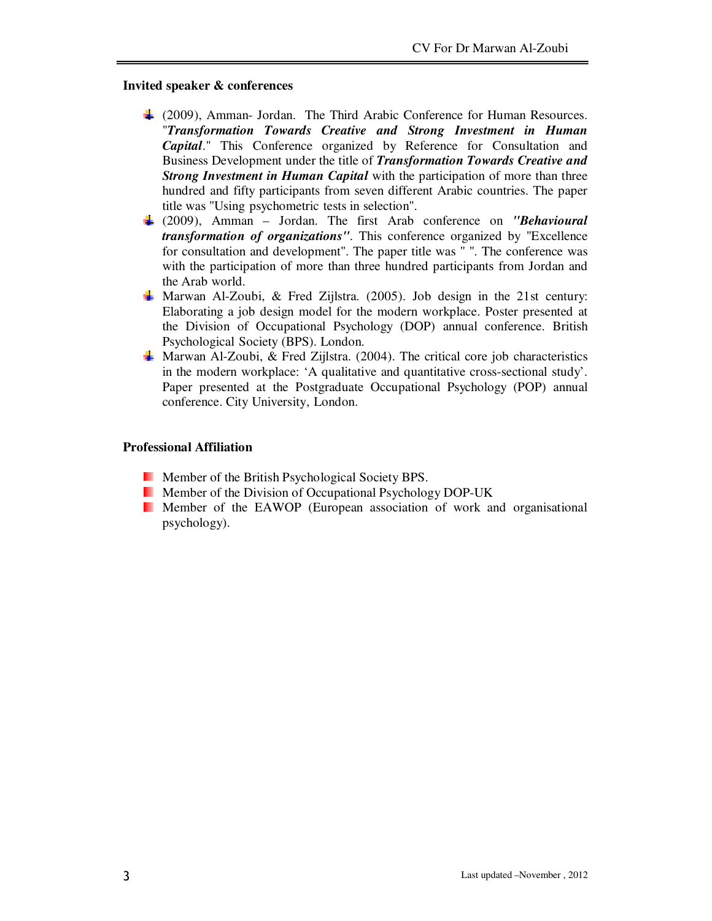**Invited speaker & conferences**

- (2009), Amman- Jordan. The Third Arabic Conference for Human Resources. "***Transformation Towards Creative and Strong Investment in Human Capital***." This Conference organized by Reference for Consultation and Business Development under the title of ***Transformation Towards Creative and Strong Investment in Human Capital*** with the participation of more than three hundred and fifty participants from seven different Arabic countries. The paper title was "Using psychometric tests in selection".
- (2009), Amman – Jordan. The first Arab conference on ***"Behavioural transformation of organizations"***. This conference organized by "Excellence for consultation and development". The paper title was " ". The conference was with the participation of more than three hundred participants from Jordan and the Arab world.
- Marwan Al-Zoubi, & Fred Zijlstra. (2005). Job design in the 21st century: Elaborating a job design model for the modern workplace. Poster presented at the Division of Occupational Psychology (DOP) annual conference. British Psychological Society (BPS). London.
- Marwan Al-Zoubi, & Fred Zijlstra. (2004). The critical core job characteristics in the modern workplace: 'A qualitative and quantitative cross-sectional study'. Paper presented at the Postgraduate Occupational Psychology (POP) annual conference. City University, London.

**Professional Affiliation**

- Member of the British Psychological Society BPS.
- Member of the Division of Occupational Psychology DOP-UK
- Member of the EAWOP (European association of work and organisational psychology).

Last updated –November , 2012